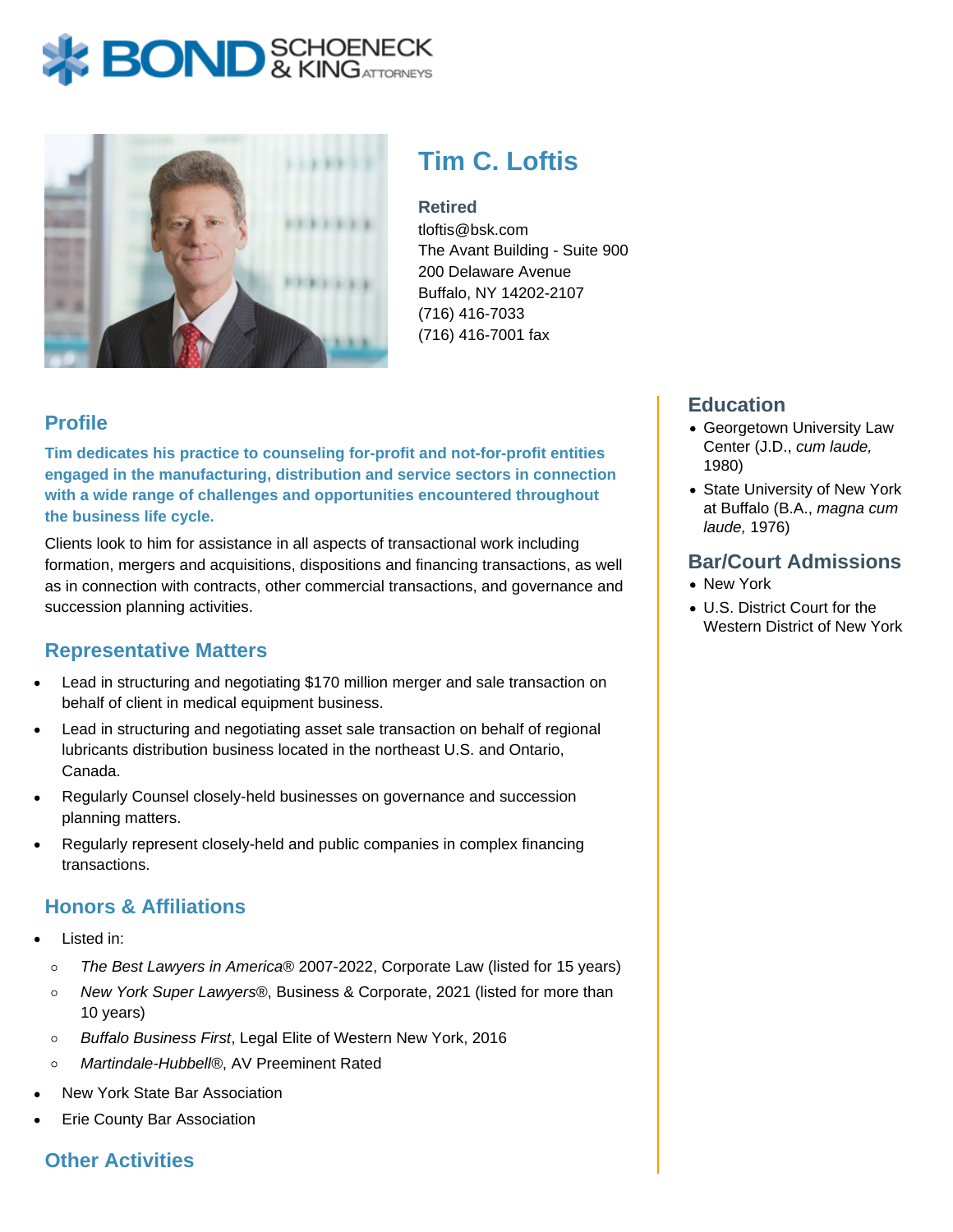# Tim C. Loftis

**Retired**
tloftis@bsk.com
The Avant Building - Suite 900
200 Delaware Avenue
Buffalo, NY 14202-2107
(716) 416-7033
(716) 416-7001 fax

## Profile

**Tim dedicates his practice to counseling for-profit and not-for-profit entities engaged in the manufacturing, distribution and service sectors in connection with a wide range of challenges and opportunities encountered throughout the business life cycle.**

Clients look to him for assistance in all aspects of transactional work including formation, mergers and acquisitions, dispositions and financing transactions, as well as in connection with contracts, other commercial transactions, and governance and succession planning activities.

## Representative Matters

- Lead in structuring and negotiating $170 million merger and sale transaction on behalf of client in medical equipment business.
- Lead in structuring and negotiating asset sale transaction on behalf of regional lubricants distribution business located in the northeast U.S. and Ontario, Canada.
- Regularly Counsel closely-held businesses on governance and succession planning matters.
- Regularly represent closely-held and public companies in complex financing transactions.

## Honors & Affiliations

- Listed in:
  - *The Best Lawyers in America*® 2007-2022, Corporate Law (listed for 15 years)
  - *New York Super Lawyers*®, Business & Corporate, 2021 (listed for more than 10 years)
  - *Buffalo Business First*, Legal Elite of Western New York, 2016
  - *Martindale-Hubbell*®, AV Preeminent Rated
- New York State Bar Association
- Erie County Bar Association

## Other Activities

## Education

- Georgetown University Law Center (J.D., *cum laude,* 1980)
- State University of New York at Buffalo (B.A., *magna cum laude,* 1976)

## Bar/Court Admissions

- New York
- U.S. District Court for the Western District of New York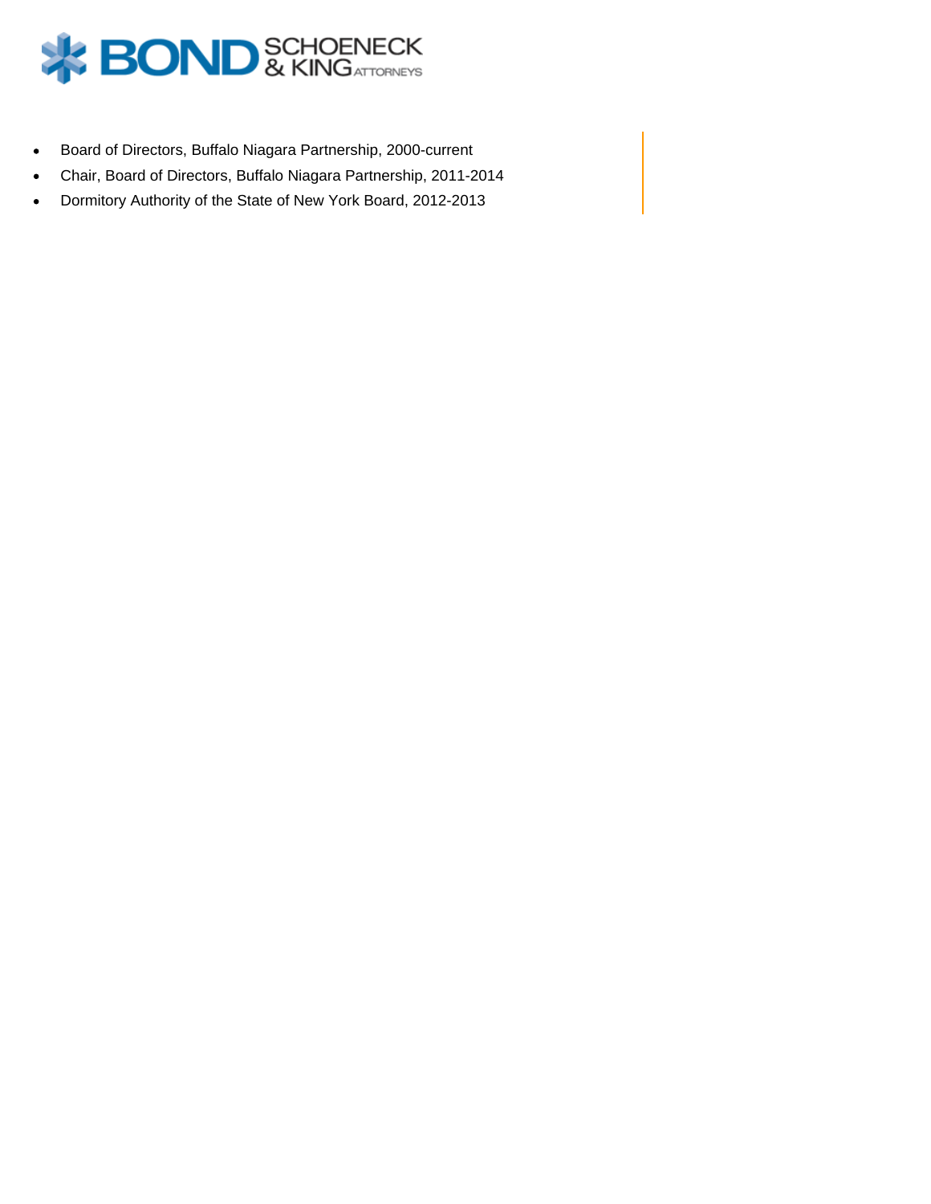- Board of Directors, Buffalo Niagara Partnership, 2000-current
- Chair, Board of Directors, Buffalo Niagara Partnership, 2011-2014
- Dormitory Authority of the State of New York Board, 2012-2013